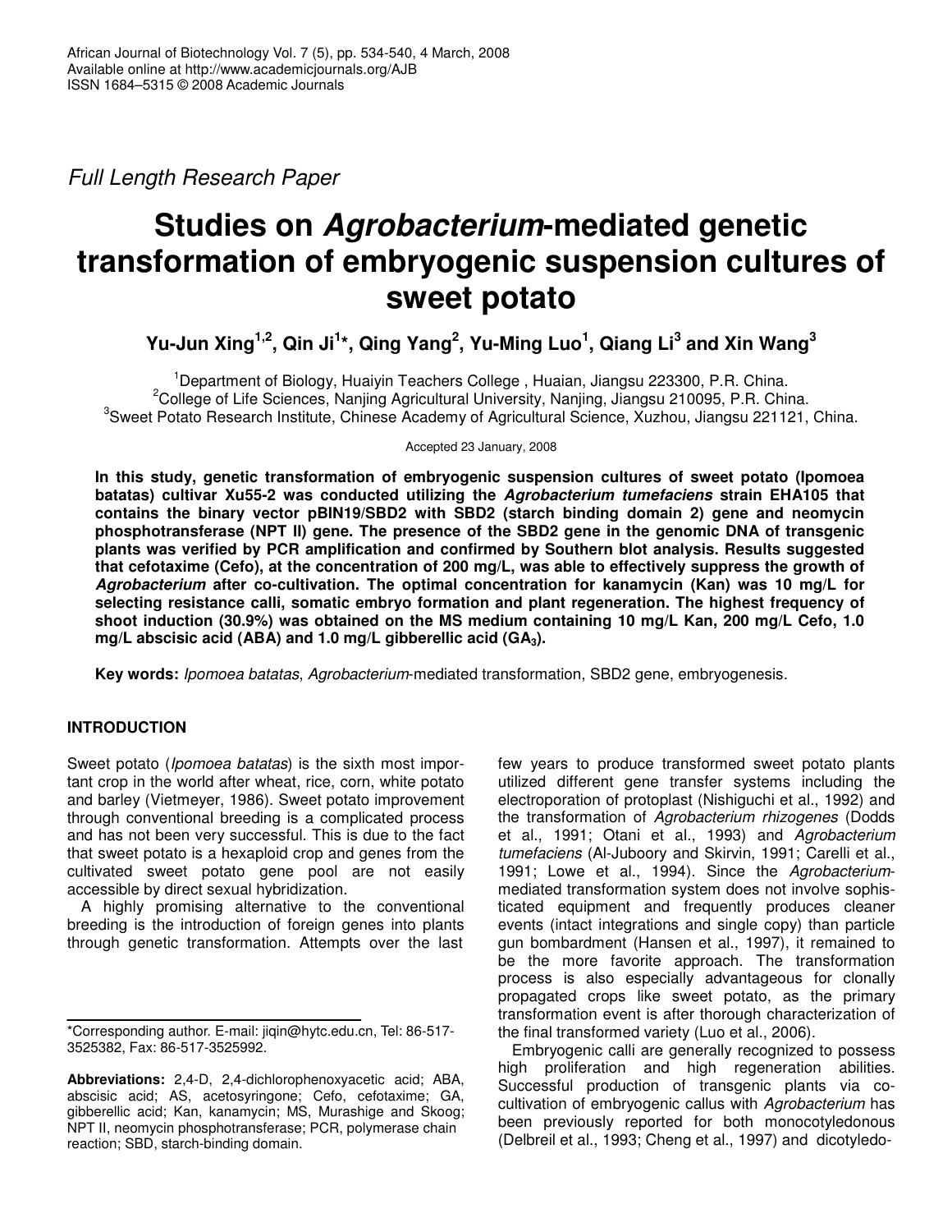*Full Length Research Paper*

# Studies on *Agrobacterium*-mediated genetic transformation of embryogenic suspension cultures of sweet potato

**Yu-Jun Xing[1,2], Qin Ji[1]*, Qing Yang[2], Yu-Ming Luo[1], Qiang Li[3] and Xin Wang[3]**

[1]Department of Biology, Huaiyin Teachers College , Huaian, Jiangsu 223300, P.R. China.
[2]College of Life Sciences, Nanjing Agricultural University, Nanjing, Jiangsu 210095, P.R. China.
[3]Sweet Potato Research Institute, Chinese Academy of Agricultural Science, Xuzhou, Jiangsu 221121, China.

Accepted 23 January, 2008

**In this study, genetic transformation of embryogenic suspension cultures of sweet potato (Ipomoea batatas) cultivar Xu55-2 was conducted utilizing the *Agrobacterium tumefaciens* strain EHA105 that contains the binary vector pBIN19/SBD2 with SBD2 (starch binding domain 2) gene and neomycin phosphotransferase (NPT II) gene. The presence of the SBD2 gene in the genomic DNA of transgenic plants was verified by PCR amplification and confirmed by Southern blot analysis. Results suggested that cefotaxime (Cefo), at the concentration of 200 mg/L, was able to effectively suppress the growth of *Agrobacterium* after co-cultivation. The optimal concentration for kanamycin (Kan) was 10 mg/L for selecting resistance calli, somatic embryo formation and plant regeneration. The highest frequency of shoot induction (30.9%) was obtained on the MS medium containing 10 mg/L Kan, 200 mg/L Cefo, 1.0 mg/L abscisic acid (ABA) and 1.0 mg/L gibberellic acid ($GA_3$).**

**Key words:** *Ipomoea batatas*, *Agrobacterium*-mediated transformation, SBD2 gene, embryogenesis.

## INTRODUCTION

Sweet potato (*Ipomoea batatas*) is the sixth most important crop in the world after wheat, rice, corn, white potato and barley (Vietmeyer, 1986). Sweet potato improvement through conventional breeding is a complicated process and has not been very successful. This is due to the fact that sweet potato is a hexaploid crop and genes from the cultivated sweet potato gene pool are not easily accessible by direct sexual hybridization.

A highly promising alternative to the conventional breeding is the introduction of foreign genes into plants through genetic transformation. Attempts over the last few years to produce transformed sweet potato plants utilized different gene transfer systems including the electroporation of protoplast (Nishiguchi et al., 1992) and the transformation of *Agrobacterium rhizogenes* (Dodds et al., 1991; Otani et al., 1993) and *Agrobacterium tumefaciens* (Al-Juboory and Skirvin, 1991; Carelli et al., 1991; Lowe et al., 1994). Since the *Agrobacterium*-mediated transformation system does not involve sophisticated equipment and frequently produces cleaner events (intact integrations and single copy) than particle gun bombardment (Hansen et al., 1997), it remained to be the more favorite approach. The transformation process is also especially advantageous for clonally propagated crops like sweet potato, as the primary transformation event is after thorough characterization of the final transformed variety (Luo et al., 2006).

Embryogenic calli are generally recognized to possess high proliferation and high regeneration abilities. Successful production of transgenic plants via co-cultivation of embryogenic callus with *Agrobacterium* has been previously reported for both monocotyledonous (Delbreil et al., 1993; Cheng et al., 1997) and dicotyledo-

*Corresponding author. E-mail: jiqin@hytc.edu.cn, Tel: 86-517-3525382, Fax: 86-517-3525992.

**Abbreviations:** 2,4-D, 2,4-dichlorophenoxyacetic acid; ABA, abscisic acid; AS, acetosyringone; Cefo, cefotaxime; GA, gibberellic acid; Kan, kanamycin; MS, Murashige and Skoog; NPT II, neomycin phosphotransferase; PCR, polymerase chain reaction; SBD, starch-binding domain.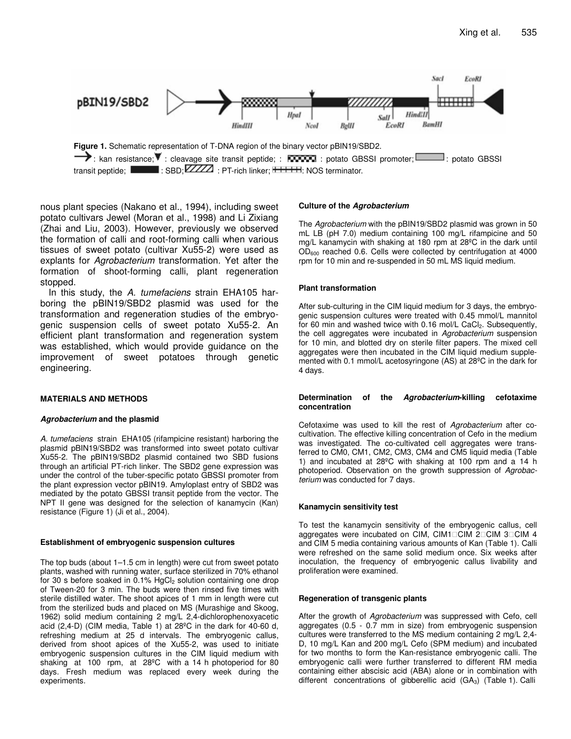**Figure 1.** Schematic representation of T-DNA region of the binary vector pBIN19/SBD2.
→ : kan resistance; ▼ : cleavage site transit peptide; : potato GBSSI promoter; : potato GBSSI transit peptide; : SBD; : PT-rich linker; : NOS terminator.

nous plant species (Nakano et al., 1994), including sweet potato cultivars Jewel (Moran et al., 1998) and Li Zixiang (Zhai and Liu, 2003). However, previously we observed the formation of calli and root-forming calli when various tissues of sweet potato (cultivar Xu55-2) were used as explants for *Agrobacterium* transformation. Yet after the formation of shoot-forming calli, plant regeneration stopped.

In this study, the *A. tumefaciens* strain EHA105 harboring the pBIN19/SBD2 plasmid was used for the transformation and regeneration studies of the embryogenic suspension cells of sweet potato Xu55-2. An efficient plant transformation and regeneration system was established, which would provide guidance on the improvement of sweet potatoes through genetic engineering.

## MATERIALS AND METHODS

### *Agrobacterium* and the plasmid

*A. tumefaciens* strain EHA105 (rifampicine resistant) harboring the plasmid pBIN19/SBD2 was transformed into sweet potato cultivar Xu55-2. The pBIN19/SBD2 plasmid contained two SBD fusions through an artificial PT-rich linker. The SBD2 gene expression was under the control of the tuber-specific potato GBSSI promoter from the plant expression vector pBIN19. Amyloplast entry of SBD2 was mediated by the potato GBSSI transit peptide from the vector. The NPT II gene was designed for the selection of kanamycin (Kan) resistance (Figure 1) (Ji et al., 2004).

### Establishment of embryogenic suspension cultures

The top buds (about 1–1.5 cm in length) were cut from sweet potato plants, washed with running water, surface sterilized in 70% ethanol for 30 s before soaked in 0.1% $HgCl_2$ solution containing one drop of Tween-20 for 3 min. The buds were then rinsed five times with sterile distilled water. The shoot apices of 1 mm in length were cut from the sterilized buds and placed on MS (Murashige and Skoog, 1962) solid medium containing 2 mg/L 2,4-dichlorophenoxyacetic acid (2,4-D) (CIM media, Table 1) at 28ºC in the dark for 40-60 d, refreshing medium at 25 d intervals. The embryogenic callus, derived from shoot apices of the Xu55-2, was used to initiate embryogenic suspension cultures in the CIM liquid medium with shaking at 100 rpm, at 28ºC with a 14 h photoperiod for 80 days. Fresh medium was replaced every week during the experiments.

### Culture of the *Agrobacterium*

The *Agrobacterium* with the pBIN19/SBD2 plasmid was grown in 50 mL LB (pH 7.0) medium containing 100 mg/L rifampicine and 50 mg/L kanamycin with shaking at 180 rpm at 28ºC in the dark until $OD_{600}$ reached 0.6. Cells were collected by centrifugation at 4000 rpm for 10 min and re-suspended in 50 mL MS liquid medium.

### Plant transformation

After sub-culturing in the CIM liquid medium for 3 days, the embryogenic suspension cultures were treated with 0.45 mmol/L mannitol for 60 min and washed twice with 0.16 mol/L $CaCl_2$. Subsequently, the cell aggregates were incubated in *Agrobacterium* suspension for 10 min, and blotted dry on sterile filter papers. The mixed cell aggregates were then incubated in the CIM liquid medium supplemented with 0.1 mmol/L acetosyringone (AS) at 28ºC in the dark for 4 days.

### Determination of the *Agrobacterium*-killing cefotaxime concentration

Cefotaxime was used to kill the rest of *Agrobacterium* after co-cultivation. The effective killing concentration of Cefo in the medium was investigated. The co-cultivated cell aggregates were transferred to CM0, CM1, CM2, CM3, CM4 and CM5 liquid media (Table 1) and incubated at 28ºC with shaking at 100 rpm and a 14 h photoperiod. Observation on the growth suppression of *Agrobacterium* was conducted for 7 days.

### Kanamycin sensitivity test

To test the kanamycin sensitivity of the embryogenic callus, cell aggregates were incubated on CIM, CIM1, CIM 2, CIM 3, CIM 4 and CIM 5 media containing various amounts of Kan (Table 1). Calli were refreshed on the same solid medium once. Six weeks after inoculation, the frequency of embryogenic callus livability and proliferation were examined.

### Regeneration of transgenic plants

After the growth of *Agrobacterium* was suppressed with Cefo, cell aggregates (0.5 - 0.7 mm in size) from embryogenic suspension cultures were transferred to the MS medium containing 2 mg/L 2,4-D, 10 mg/L Kan and 200 mg/L Cefo (SPM medium) and incubated for two months to form the Kan-resistance embryogenic calli. The embryogenic calli were further transferred to different RM media containing either abscisic acid (ABA) alone or in combination with different concentrations of gibberellic acid ($GA_3$) (Table 1). Calli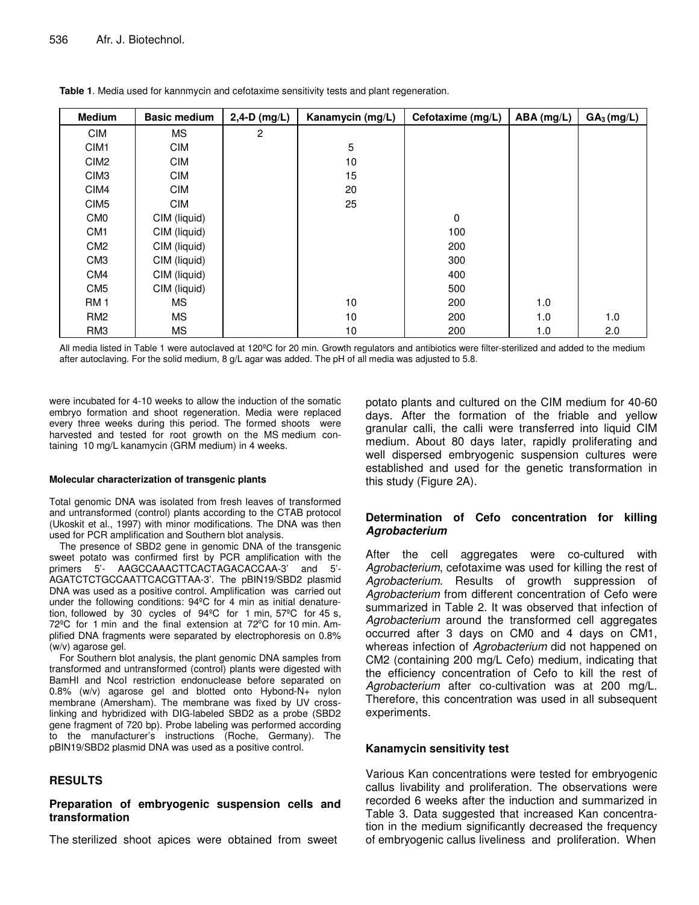**Table 1**. Media used for kannmycin and cefotaxime sensitivity tests and plant regeneration.

| Medium | Basic medium | 2,4-D (mg/L) | Kanamycin (mg/L) | Cefotaxime (mg/L) | ABA (mg/L) | $GA_3$ (mg/L) |
|---|---|---|---|---|---|---|
| CIM | MS | 2 | | | | |
| CIM1 | CIM | | 5 | | | |
| CIM2 | CIM | | 10 | | | |
| CIM3 | CIM | | 15 | | | |
| CIM4 | CIM | | 20 | | | |
| CIM5 | CIM | | 25 | | | |
| CM0 | CIM (liquid) | | | 0 | | |
| CM1 | CIM (liquid) | | | 100 | | |
| CM2 | CIM (liquid) | | | 200 | | |
| CM3 | CIM (liquid) | | | 300 | | |
| CM4 | CIM (liquid) | | | 400 | | |
| CM5 | CIM (liquid) | | | 500 | | |
| RM 1 | MS | | 10 | 200 | 1.0 | |
| RM2 | MS | | 10 | 200 | 1.0 | 1.0 |
| RM3 | MS | | 10 | 200 | 1.0 | 2.0 |

All media listed in Table 1 were autoclaved at 120ºC for 20 min. Growth regulators and antibiotics were filter-sterilized and added to the medium after autoclaving. For the solid medium, 8 g/L agar was added. The pH of all media was adjusted to 5.8.

were incubated for 4-10 weeks to allow the induction of the somatic embryo formation and shoot regeneration. Media were replaced every three weeks during this period. The formed shoots were harvested and tested for root growth on the MS medium containing 10 mg/L kanamycin (GRM medium) in 4 weeks.

#### Molecular characterization of transgenic plants

Total genomic DNA was isolated from fresh leaves of transformed and untransformed (control) plants according to the CTAB protocol (Ukoskit et al., 1997) with minor modifications. The DNA was then used for PCR amplification and Southern blot analysis.

The presence of SBD2 gene in genomic DNA of the transgenic sweet potato was confirmed first by PCR amplification with the primers 5'- AAGCCAAACTTCACTAGACACCAA-3' and 5'-AGATCTCTGCCAATTCACGTTAA-3'. The pBIN19/SBD2 plasmid DNA was used as a positive control. Amplification was carried out under the following conditions: 94ºC for 4 min as initial denaturetion, followed by 30 cycles of 94ºC for 1 min, 57ºC for 45 s, 72ºC for 1 min and the final extension at 72ºC for 10 min. Amplified DNA fragments were separated by electrophoresis on 0.8% (w/v) agarose gel.

For Southern blot analysis, the plant genomic DNA samples from transformed and untransformed (control) plants were digested with BamHI and NcoI restriction endonuclease before separated on 0.8% (w/v) agarose gel and blotted onto Hybond-N+ nylon membrane (Amersham). The membrane was fixed by UV crosslinking and hybridized with DIG-labeled SBD2 as a probe (SBD2 gene fragment of 720 bp). Probe labeling was performed according to the manufacturer's instructions (Roche, Germany). The pBIN19/SBD2 plasmid DNA was used as a positive control.

## RESULTS

### Preparation of embryogenic suspension cells and transformation

The sterilized shoot apices were obtained from sweet potato plants and cultured on the CIM medium for 40-60 days. After the formation of the friable and yellow granular calli, the calli were transferred into liquid CIM medium. About 80 days later, rapidly proliferating and well dispersed embryogenic suspension cultures were established and used for the genetic transformation in this study (Figure 2A).

### Determination of Cefo concentration for killing *Agrobacterium*

After the cell aggregates were co-cultured with *Agrobacterium*, cefotaxime was used for killing the rest of *Agrobacterium*. Results of growth suppression of *Agrobacterium* from different concentration of Cefo were summarized in Table 2. It was observed that infection of *Agrobacterium* around the transformed cell aggregates occurred after 3 days on CM0 and 4 days on CM1, whereas infection of *Agrobacterium* did not happened on CM2 (containing 200 mg/L Cefo) medium, indicating that the efficiency concentration of Cefo to kill the rest of *Agrobacterium* after co-cultivation was at 200 mg/L. Therefore, this concentration was used in all subsequent experiments.

### Kanamycin sensitivity test

Various Kan concentrations were tested for embryogenic callus livability and proliferation. The observations were recorded 6 weeks after the induction and summarized in Table 3. Data suggested that increased Kan concentration in the medium significantly decreased the frequency of embryogenic callus liveliness and proliferation. When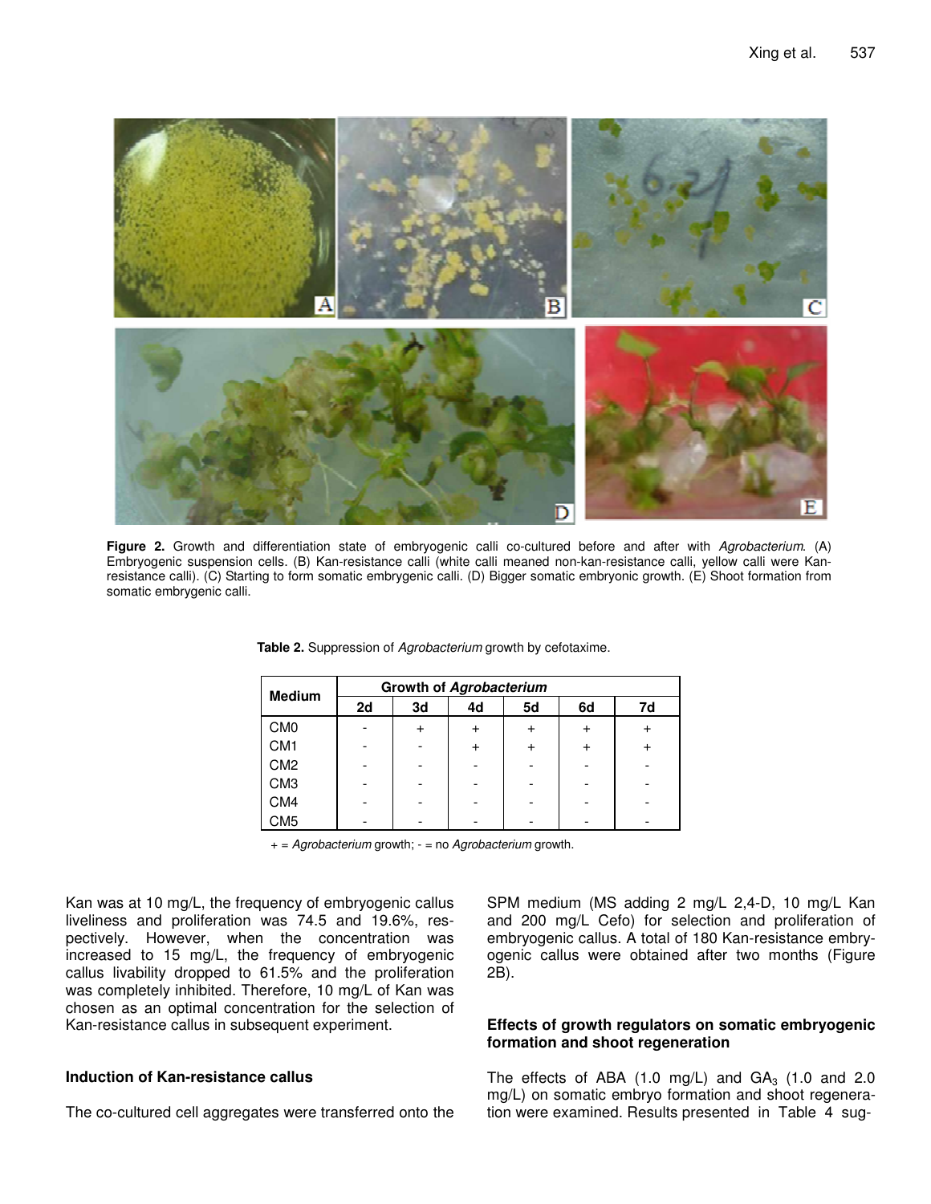Figure 2. Growth and differentiation state of embryogenic calli co-cultured before and after with *Agrobacterium*. (A) Embryogenic suspension cells. (B) Kan-resistance calli (white calli meaned non-kan-resistance calli, yellow calli were Kan-resistance calli). (C) Starting to form somatic embryogenic calli. (D) Bigger somatic embryonic growth. (E) Shoot formation from somatic embrygenic calli.

**Table 2.** Suppression of *Agrobacterium* growth by cefotaxime.

| Medium | Growth of *Agrobacterium* | | | | | |
|---|---|---|---|---|---|---|
| | 2d | 3d | 4d | 5d | 6d | 7d |
| CM0 | - | + | + | + | + | + |
| CM1 | - | - | + | + | + | + |
| CM2 | - | - | - | - | - | - |
| CM3 | - | - | - | - | - | - |
| CM4 | - | - | - | - | - | - |
| CM5 | - | - | - | - | - | - |

+ = *Agrobacterium* growth; - = no *Agrobacterium* growth.

Kan was at 10 mg/L, the frequency of embryogenic callus liveliness and proliferation was 74.5 and 19.6%, respectively. However, when the concentration was increased to 15 mg/L, the frequency of embryogenic callus livability dropped to 61.5% and the proliferation was completely inhibited. Therefore, 10 mg/L of Kan was chosen as an optimal concentration for the selection of Kan-resistance callus in subsequent experiment.

### Induction of Kan-resistance callus

The co-cultured cell aggregates were transferred onto the SPM medium (MS adding 2 mg/L 2,4-D, 10 mg/L Kan and 200 mg/L Cefo) for selection and proliferation of embryogenic callus. A total of 180 Kan-resistance embryogenic callus were obtained after two months (Figure 2B).

### Effects of growth regulators on somatic embryogenic formation and shoot regeneration

The effects of ABA (1.0 mg/L) and $GA_3$ (1.0 and 2.0 mg/L) on somatic embryo formation and shoot regeneration were examined. Results presented in Table 4 sug-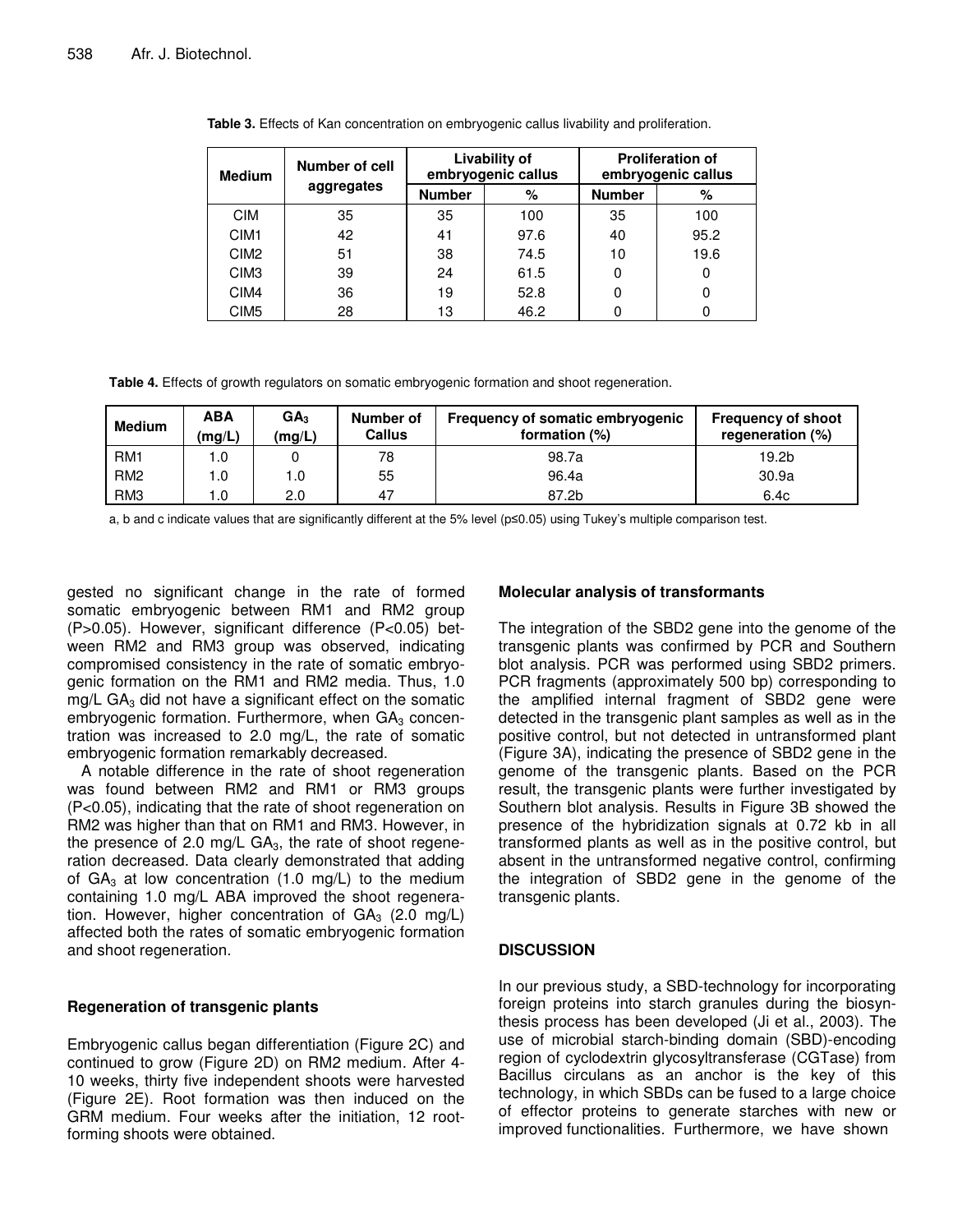**Table 3.** Effects of Kan concentration on embryogenic callus livability and proliferation.

| Medium | Number of cell aggregates | Livability of embryogenic callus | | Proliferation of embryogenic callus | |
|---|---|---|---|---|---|
| | | Number | % | Number | % |
| CIM | 35 | 35 | 100 | 35 | 100 |
| CIM1 | 42 | 41 | 97.6 | 40 | 95.2 |
| CIM2 | 51 | 38 | 74.5 | 10 | 19.6 |
| CIM3 | 39 | 24 | 61.5 | 0 | 0 |
| CIM4 | 36 | 19 | 52.8 | 0 | 0 |
| CIM5 | 28 | 13 | 46.2 | 0 | 0 |

**Table 4.** Effects of growth regulators on somatic embryogenic formation and shoot regeneration.

| Medium | ABA (mg/L) | $GA_3$ (mg/L) | Number of Callus | Frequency of somatic embryogenic formation (%) | Frequency of shoot regeneration (%) |
|---|---|---|---|---|---|
| RM1 | 1.0 | 0 | 78 | 98.7a | 19.2b |
| RM2 | 1.0 | 1.0 | 55 | 96.4a | 30.9a |
| RM3 | 1.0 | 2.0 | 47 | 87.2b | 6.4c |

a, b and c indicate values that are significantly different at the 5% level (p≤0.05) using Tukey's multiple comparison test.

gested no significant change in the rate of formed somatic embryogenic between RM1 and RM2 group ($P>0.05$). However, significant difference ($P<0.05$) between RM2 and RM3 group was observed, indicating compromised consistency in the rate of somatic embryogenic formation on the RM1 and RM2 media. Thus, 1.0 mg/L $GA_3$ did not have a significant effect on the somatic embryogenic formation. Furthermore, when $GA_3$ concentration was increased to 2.0 mg/L, the rate of somatic embryogenic formation remarkably decreased.

A notable difference in the rate of shoot regeneration was found between RM2 and RM1 or RM3 groups ($P<0.05$), indicating that the rate of shoot regeneration on RM2 was higher than that on RM1 and RM3. However, in the presence of 2.0 mg/L $GA_3$, the rate of shoot regeneration decreased. Data clearly demonstrated that adding of $GA_3$ at low concentration (1.0 mg/L) to the medium containing 1.0 mg/L ABA improved the shoot regeneration. However, higher concentration of $GA_3$ (2.0 mg/L) affected both the rates of somatic embryogenic formation and shoot regeneration.

### Regeneration of transgenic plants

Embryogenic callus began differentiation (Figure 2C) and continued to grow (Figure 2D) on RM2 medium. After 4-10 weeks, thirty five independent shoots were harvested (Figure 2E). Root formation was then induced on the GRM medium. Four weeks after the initiation, 12 root-forming shoots were obtained.

### Molecular analysis of transformants

The integration of the SBD2 gene into the genome of the transgenic plants was confirmed by PCR and Southern blot analysis. PCR was performed using SBD2 primers. PCR fragments (approximately 500 bp) corresponding to the amplified internal fragment of SBD2 gene were detected in the transgenic plant samples as well as in the positive control, but not detected in untransformed plant (Figure 3A), indicating the presence of SBD2 gene in the genome of the transgenic plants. Based on the PCR result, the transgenic plants were further investigated by Southern blot analysis. Results in Figure 3B showed the presence of the hybridization signals at 0.72 kb in all transformed plants as well as in the positive control, but absent in the untransformed negative control, confirming the integration of SBD2 gene in the genome of the transgenic plants.

## DISCUSSION

In our previous study, a SBD-technology for incorporating foreign proteins into starch granules during the biosynthesis process has been developed (Ji et al., 2003). The use of microbial starch-binding domain (SBD)-encoding region of cyclodextrin glycosyltransferase (CGTase) from Bacillus circulans as an anchor is the key of this technology, in which SBDs can be fused to a large choice of effector proteins to generate starches with new or improved functionalities. Furthermore, we have shown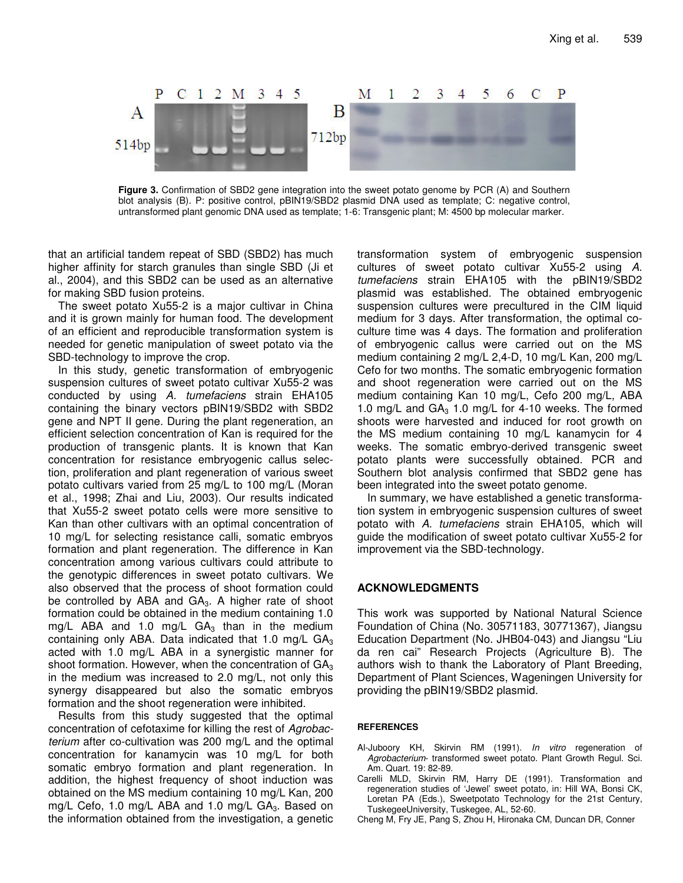Figure 3. Confirmation of SBD2 gene integration into the sweet potato genome by PCR (A) and Southern blot analysis (B). P: positive control, pBIN19/SBD2 plasmid DNA used as template; C: negative control, untransformed plant genomic DNA used as template; 1-6: Transgenic plant; M: 4500 bp molecular marker.

that an artificial tandem repeat of SBD (SBD2) has much higher affinity for starch granules than single SBD (Ji et al., 2004), and this SBD2 can be used as an alternative for making SBD fusion proteins.

The sweet potato Xu55-2 is a major cultivar in China and it is grown mainly for human food. The development of an efficient and reproducible transformation system is needed for genetic manipulation of sweet potato via the SBD-technology to improve the crop.

In this study, genetic transformation of embryogenic suspension cultures of sweet potato cultivar Xu55-2 was conducted by using *A. tumefaciens* strain EHA105 containing the binary vectors pBIN19/SBD2 with SBD2 gene and NPT II gene. During the plant regeneration, an efficient selection concentration of Kan is required for the production of transgenic plants. It is known that Kan concentration for resistance embryogenic callus selection, proliferation and plant regeneration of various sweet potato cultivars varied from 25 mg/L to 100 mg/L (Moran et al., 1998; Zhai and Liu, 2003). Our results indicated that Xu55-2 sweet potato cells were more sensitive to Kan than other cultivars with an optimal concentration of 10 mg/L for selecting resistance calli, somatic embryos formation and plant regeneration. The difference in Kan concentration among various cultivars could attribute to the genotypic differences in sweet potato cultivars. We also observed that the process of shoot formation could be controlled by ABA and $GA_3$. A higher rate of shoot formation could be obtained in the medium containing 1.0 mg/L ABA and 1.0 mg/L $GA_3$ than in the medium containing only ABA. Data indicated that 1.0 mg/L $GA_3$ acted with 1.0 mg/L ABA in a synergistic manner for shoot formation. However, when the concentration of $GA_3$ in the medium was increased to 2.0 mg/L, not only this synergy disappeared but also the somatic embryos formation and the shoot regeneration were inhibited.

Results from this study suggested that the optimal concentration of cefotaxime for killing the rest of *Agrobacterium* after co-cultivation was 200 mg/L and the optimal concentration for kanamycin was 10 mg/L for both somatic embryo formation and plant regeneration. In addition, the highest frequency of shoot induction was obtained on the MS medium containing 10 mg/L Kan, 200 mg/L Cefo, 1.0 mg/L ABA and 1.0 mg/L $GA_3$. Based on the information obtained from the investigation, a genetic transformation system of embryogenic suspension cultures of sweet potato cultivar Xu55-2 using *A. tumefaciens* strain EHA105 with the pBIN19/SBD2 plasmid was established. The obtained embryogenic suspension cultures were precultured in the CIM liquid medium for 3 days. After transformation, the optimal co-culture time was 4 days. The formation and proliferation of embryogenic callus were carried out on the MS medium containing 2 mg/L 2,4-D, 10 mg/L Kan, 200 mg/L Cefo for two months. The somatic embryogenic formation and shoot regeneration were carried out on the MS medium containing Kan 10 mg/L, Cefo 200 mg/L, ABA 1.0 mg/L and $GA_3$ 1.0 mg/L for 4-10 weeks. The formed shoots were harvested and induced for root growth on the MS medium containing 10 mg/L kanamycin for 4 weeks. The somatic embryo-derived transgenic sweet potato plants were successfully obtained. PCR and Southern blot analysis confirmed that SBD2 gene has been integrated into the sweet potato genome.

In summary, we have established a genetic transformation system in embryogenic suspension cultures of sweet potato with *A. tumefaciens* strain EHA105, which will guide the modification of sweet potato cultivar Xu55-2 for improvement via the SBD-technology.

## ACKNOWLEDGMENTS

This work was supported by National Natural Science Foundation of China (No. 30571183, 30771367), Jiangsu Education Department (No. JHB04-043) and Jiangsu "Liu da ren cai" Research Projects (Agriculture B). The authors wish to thank the Laboratory of Plant Breeding, Department of Plant Sciences, Wageningen University for providing the pBIN19/SBD2 plasmid.

## REFERENCES

Al-Juboory KH, Skirvin RM (1991). *In vitro* regeneration of *Agrobacterium*- transformed sweet potato. Plant Growth Regul. Sci. Am. Quart. 19: 82-89.

Carelli MLD, Skirvin RM, Harry DE (1991). Transformation and regeneration studies of 'Jewel' sweet potato, in: Hill WA, Bonsi CK, Loretan PA (Eds.), Sweetpotato Technology for the 21st Century, TuskegeeUniversity, Tuskegee, AL, 52-60.

Cheng M, Fry JE, Pang S, Zhou H, Hironaka CM, Duncan DR, Conner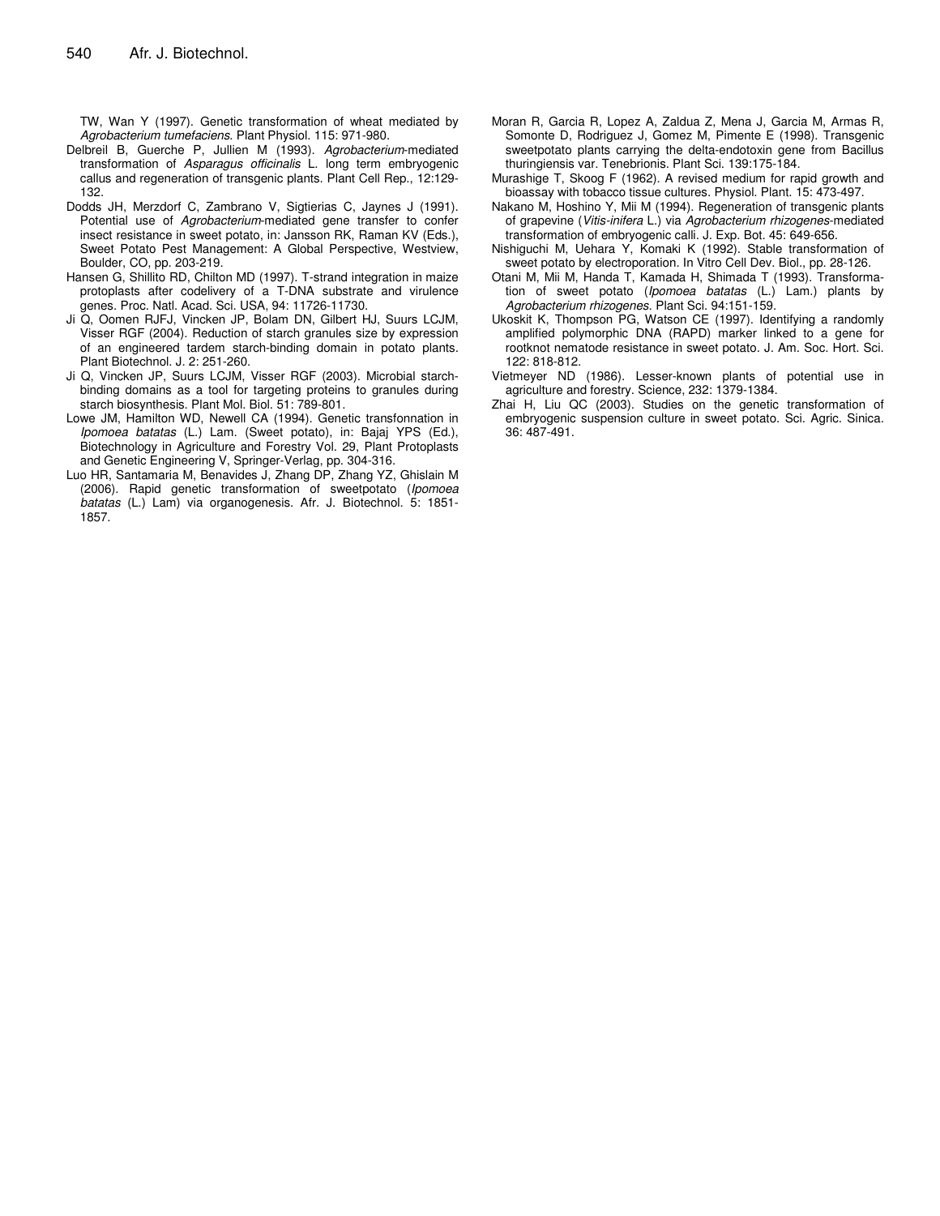TW, Wan Y (1997). Genetic transformation of wheat mediated by *Agrobacterium tumefaciens*. Plant Physiol. 115: 971-980.

Delbreil B, Guerche P, Jullien M (1993). *Agrobacterium*-mediated transformation of *Asparagus officinalis* L. long term embryogenic callus and regeneration of transgenic plants. Plant Cell Rep., 12:129-132.

Dodds JH, Merzdorf C, Zambrano V, Sigtierias C, Jaynes J (1991). Potential use of *Agrobacterium*-mediated gene transfer to confer insect resistance in sweet potato, in: Jansson RK, Raman KV (Eds.), Sweet Potato Pest Management: A Global Perspective, Westview, Boulder, CO, pp. 203-219.

Hansen G, Shillito RD, Chilton MD (1997). T-strand integration in maize protoplasts after codelivery of a T-DNA substrate and virulence genes. Proc. Natl. Acad. Sci. USA, 94: 11726-11730.

Ji Q, Oomen RJFJ, Vincken JP, Bolam DN, Gilbert HJ, Suurs LCJM, Visser RGF (2004). Reduction of starch granules size by expression of an engineered tardem starch-binding domain in potato plants. Plant Biotechnol. J. 2: 251-260.

Ji Q, Vincken JP, Suurs LCJM, Visser RGF (2003). Microbial starch-binding domains as a tool for targeting proteins to granules during starch biosynthesis. Plant Mol. Biol. 51: 789-801.

Lowe JM, Hamilton WD, Newell CA (1994). Genetic transfonnation in *Ipomoea batatas* (L.) Lam. (Sweet potato), in: Bajaj YPS (Ed.), Biotechnology in Agriculture and Forestry Vol. 29, Plant Protoplasts and Genetic Engineering V, Springer-Verlag, pp. 304-316.

Luo HR, Santamaria M, Benavides J, Zhang DP, Zhang YZ, Ghislain M (2006). Rapid genetic transformation of sweetpotato (*Ipomoea batatas* (L.) Lam) via organogenesis. Afr. J. Biotechnol. 5: 1851-1857.

Moran R, Garcia R, Lopez A, Zaldua Z, Mena J, Garcia M, Armas R, Somonte D, Rodriguez J, Gomez M, Pimente E (1998). Transgenic sweetpotato plants carrying the delta-endotoxin gene from Bacillus thuringiensis var. Tenebrionis. Plant Sci. 139:175-184.

Murashige T, Skoog F (1962). A revised medium for rapid growth and bioassay with tobacco tissue cultures. Physiol. Plant. 15: 473-497.

Nakano M, Hoshino Y, Mii M (1994). Regeneration of transgenic plants of grapevine (*Vitis-inifera* L.) via *Agrobacterium rhizogenes*-mediated transformation of embryogenic calli. J. Exp. Bot. 45: 649-656.

Nishiguchi M, Uehara Y, Komaki K (1992). Stable transformation of sweet potato by electroporation. In Vitro Cell Dev. Biol., pp. 28-126.

Otani M, Mii M, Handa T, Kamada H, Shimada T (1993). Transformation of sweet potato (*Ipomoea batatas* (L.) Lam.) plants by *Agrobacterium rhizogenes*. Plant Sci. 94:151-159.

Ukoskit K, Thompson PG, Watson CE (1997). Identifying a randomly amplified polymorphic DNA (RAPD) marker linked to a gene for rootknot nematode resistance in sweet potato. J. Am. Soc. Hort. Sci. 122: 818-812.

Vietmeyer ND (1986). Lesser-known plants of potential use in agriculture and forestry. Science, 232: 1379-1384.

Zhai H, Liu QC (2003). Studies on the genetic transformation of embryogenic suspension culture in sweet potato. Sci. Agric. Sinica. 36: 487-491.